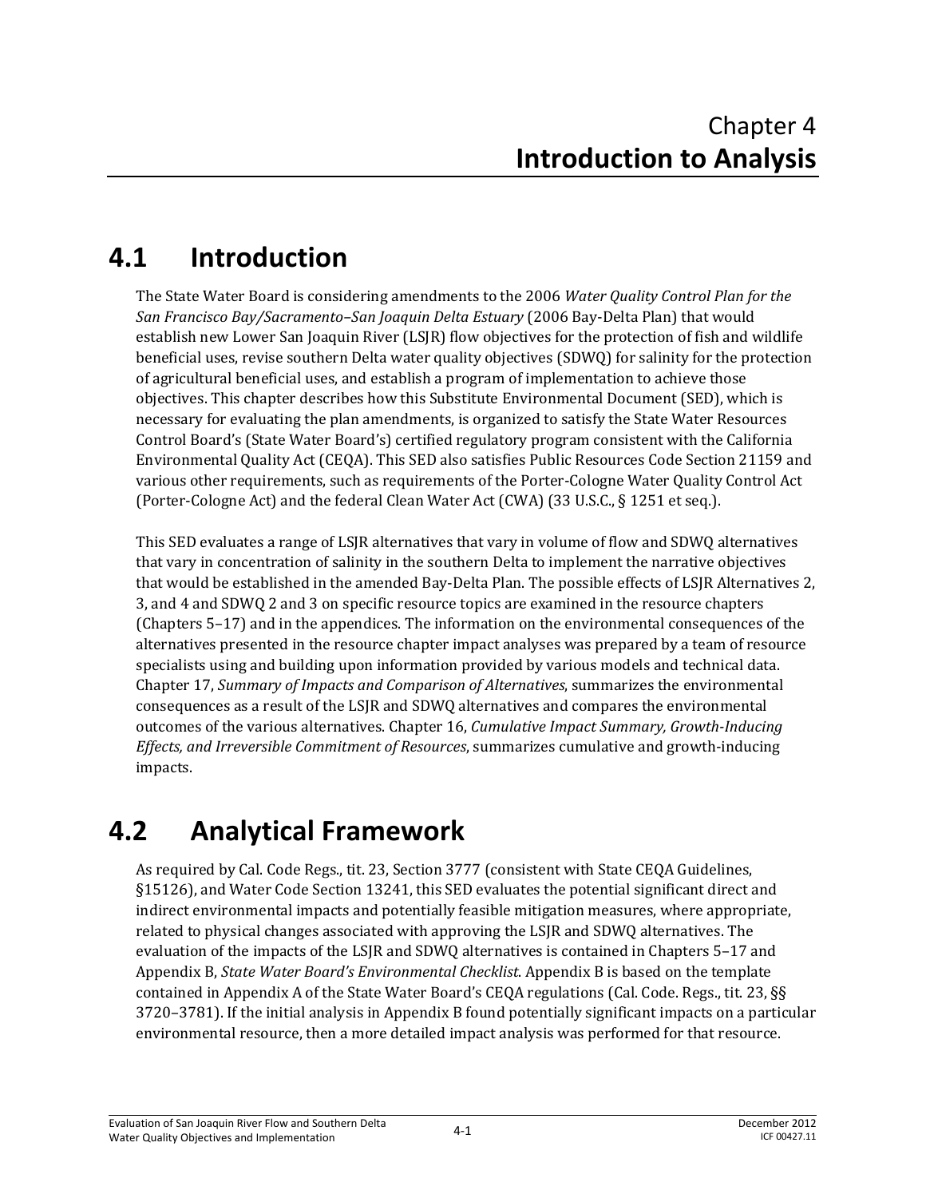# Chapter 4
# Introduction to Analysis

## 4.1 Introduction

The State Water Board is considering amendments to the 2006 *Water Quality Control Plan for the San Francisco Bay/Sacramento–San Joaquin Delta Estuary* (2006 Bay-Delta Plan) that would establish new Lower San Joaquin River (LSJR) flow objectives for the protection of fish and wildlife beneficial uses, revise southern Delta water quality objectives (SDWQ) for salinity for the protection of agricultural beneficial uses, and establish a program of implementation to achieve those objectives. This chapter describes how this Substitute Environmental Document (SED), which is necessary for evaluating the plan amendments, is organized to satisfy the State Water Resources Control Board's (State Water Board's) certified regulatory program consistent with the California Environmental Quality Act (CEQA). This SED also satisfies Public Resources Code Section 21159 and various other requirements, such as requirements of the Porter-Cologne Water Quality Control Act (Porter-Cologne Act) and the federal Clean Water Act (CWA) (33 U.S.C., § 1251 et seq.).

This SED evaluates a range of LSJR alternatives that vary in volume of flow and SDWQ alternatives that vary in concentration of salinity in the southern Delta to implement the narrative objectives that would be established in the amended Bay-Delta Plan. The possible effects of LSJR Alternatives 2, 3, and 4 and SDWQ 2 and 3 on specific resource topics are examined in the resource chapters (Chapters 5–17) and in the appendices. The information on the environmental consequences of the alternatives presented in the resource chapter impact analyses was prepared by a team of resource specialists using and building upon information provided by various models and technical data. Chapter 17, *Summary of Impacts and Comparison of Alternatives*, summarizes the environmental consequences as a result of the LSJR and SDWQ alternatives and compares the environmental outcomes of the various alternatives. Chapter 16, *Cumulative Impact Summary, Growth-Inducing Effects, and Irreversible Commitment of Resources*, summarizes cumulative and growth-inducing impacts.

## 4.2 Analytical Framework

As required by Cal. Code Regs., tit. 23, Section 3777 (consistent with State CEQA Guidelines, §15126), and Water Code Section 13241, this SED evaluates the potential significant direct and indirect environmental impacts and potentially feasible mitigation measures, where appropriate, related to physical changes associated with approving the LSJR and SDWQ alternatives. The evaluation of the impacts of the LSJR and SDWQ alternatives is contained in Chapters 5–17 and Appendix B, *State Water Board's Environmental Checklist*. Appendix B is based on the template contained in Appendix A of the State Water Board's CEQA regulations (Cal. Code. Regs., tit. 23, §§ 3720–3781). If the initial analysis in Appendix B found potentially significant impacts on a particular environmental resource, then a more detailed impact analysis was performed for that resource.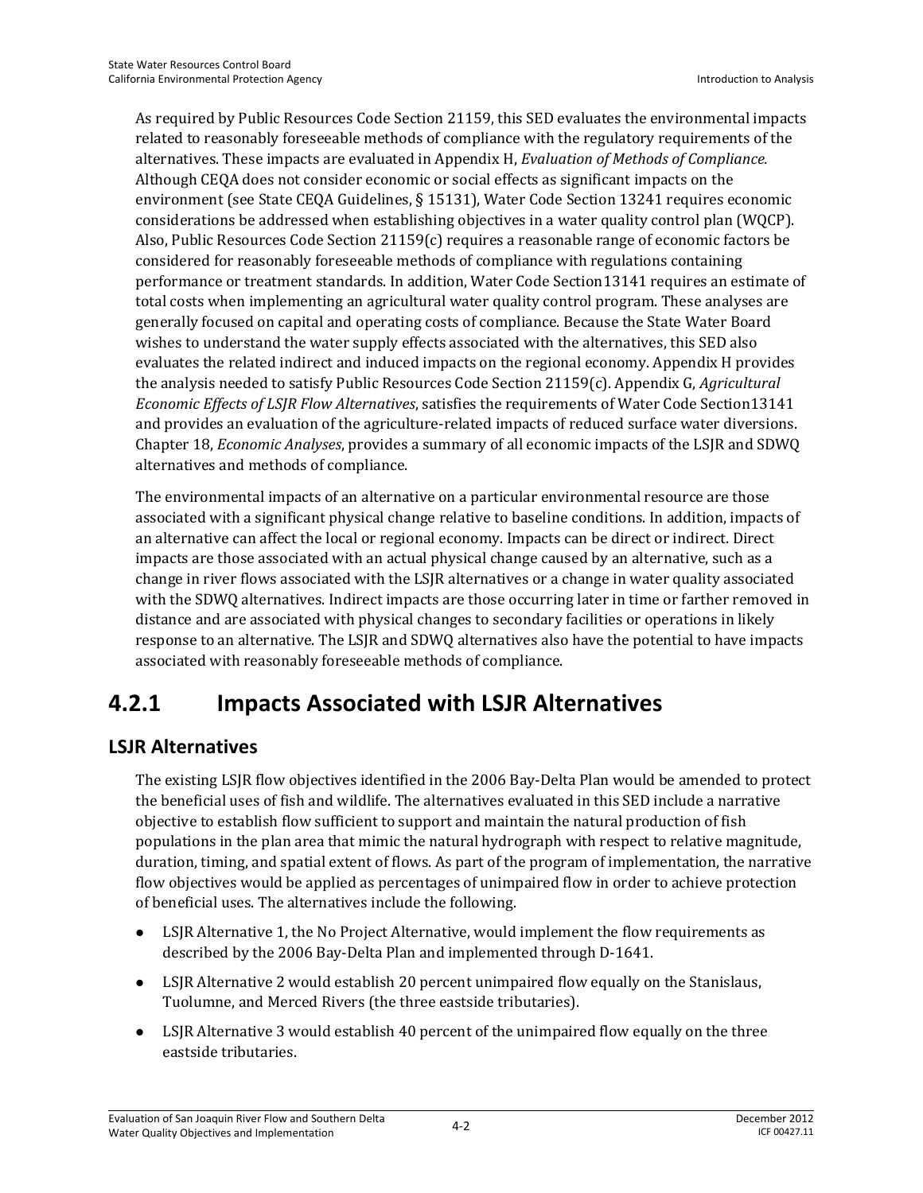As required by Public Resources Code Section 21159, this SED evaluates the environmental impacts related to reasonably foreseeable methods of compliance with the regulatory requirements of the alternatives. These impacts are evaluated in Appendix H, *Evaluation of Methods of Compliance.* Although CEQA does not consider economic or social effects as significant impacts on the environment (see State CEQA Guidelines, § 15131), Water Code Section 13241 requires economic considerations be addressed when establishing objectives in a water quality control plan (WQCP). Also, Public Resources Code Section 21159(c) requires a reasonable range of economic factors be considered for reasonably foreseeable methods of compliance with regulations containing performance or treatment standards. In addition, Water Code Section13141 requires an estimate of total costs when implementing an agricultural water quality control program. These analyses are generally focused on capital and operating costs of compliance. Because the State Water Board wishes to understand the water supply effects associated with the alternatives, this SED also evaluates the related indirect and induced impacts on the regional economy. Appendix H provides the analysis needed to satisfy Public Resources Code Section 21159(c). Appendix G, *Agricultural Economic Effects of LSJR Flow Alternatives*, satisfies the requirements of Water Code Section13141 and provides an evaluation of the agriculture-related impacts of reduced surface water diversions. Chapter 18, *Economic Analyses*, provides a summary of all economic impacts of the LSJR and SDWQ alternatives and methods of compliance.

The environmental impacts of an alternative on a particular environmental resource are those associated with a significant physical change relative to baseline conditions. In addition, impacts of an alternative can affect the local or regional economy. Impacts can be direct or indirect. Direct impacts are those associated with an actual physical change caused by an alternative, such as a change in river flows associated with the LSJR alternatives or a change in water quality associated with the SDWQ alternatives. Indirect impacts are those occurring later in time or farther removed in distance and are associated with physical changes to secondary facilities or operations in likely response to an alternative. The LSJR and SDWQ alternatives also have the potential to have impacts associated with reasonably foreseeable methods of compliance.

## 4.2.1 Impacts Associated with LSJR Alternatives

### LSJR Alternatives

The existing LSJR flow objectives identified in the 2006 Bay-Delta Plan would be amended to protect the beneficial uses of fish and wildlife. The alternatives evaluated in this SED include a narrative objective to establish flow sufficient to support and maintain the natural production of fish populations in the plan area that mimic the natural hydrograph with respect to relative magnitude, duration, timing, and spatial extent of flows. As part of the program of implementation, the narrative flow objectives would be applied as percentages of unimpaired flow in order to achieve protection of beneficial uses. The alternatives include the following.

- LSJR Alternative 1, the No Project Alternative, would implement the flow requirements as described by the 2006 Bay-Delta Plan and implemented through D-1641.
- LSJR Alternative 2 would establish 20 percent unimpaired flow equally on the Stanislaus, Tuolumne, and Merced Rivers (the three eastside tributaries).
- LSJR Alternative 3 would establish 40 percent of the unimpaired flow equally on the three eastside tributaries.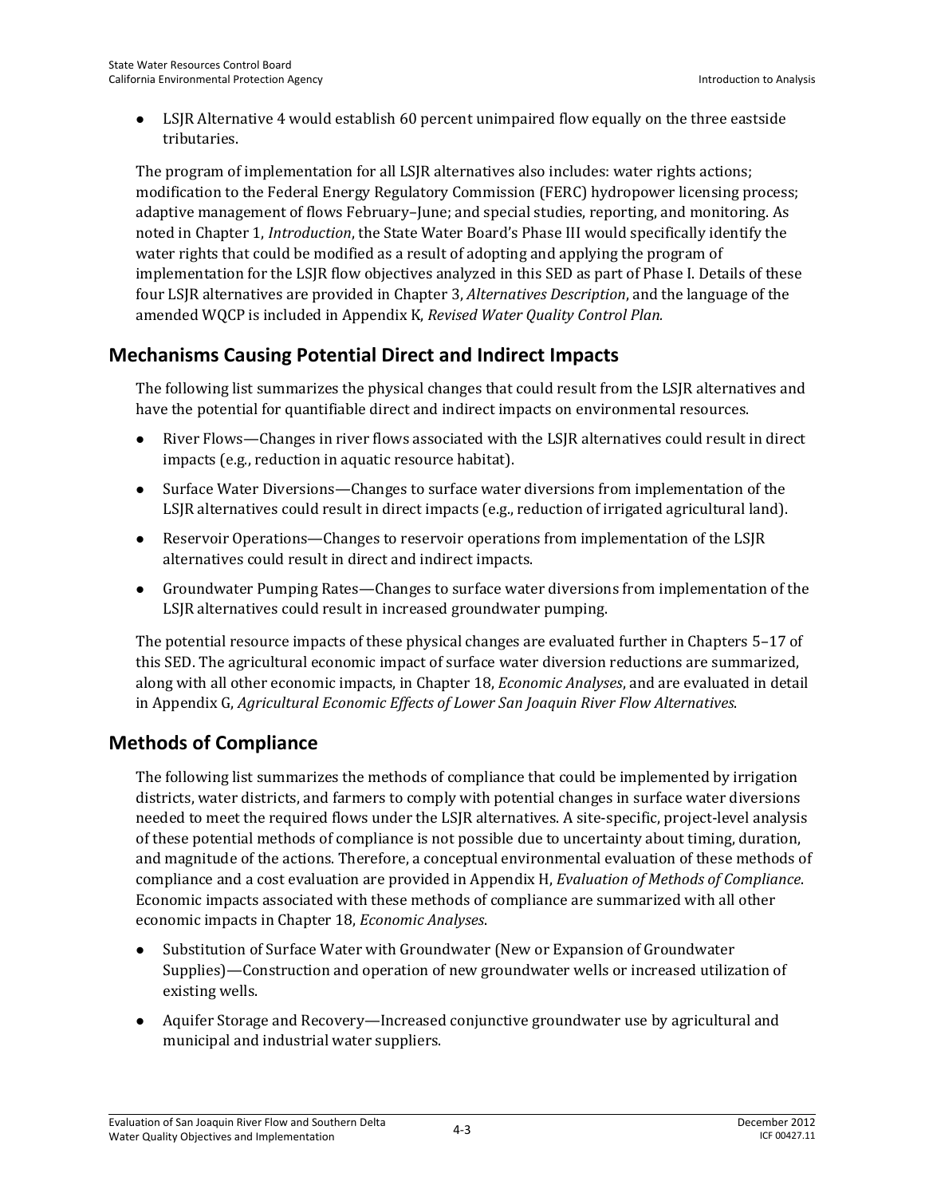- LSJR Alternative 4 would establish 60 percent unimpaired flow equally on the three eastside tributaries.

The program of implementation for all LSJR alternatives also includes: water rights actions; modification to the Federal Energy Regulatory Commission (FERC) hydropower licensing process; adaptive management of flows February–June; and special studies, reporting, and monitoring. As noted in Chapter 1, *Introduction*, the State Water Board's Phase III would specifically identify the water rights that could be modified as a result of adopting and applying the program of implementation for the LSJR flow objectives analyzed in this SED as part of Phase I. Details of these four LSJR alternatives are provided in Chapter 3, *Alternatives Description*, and the language of the amended WQCP is included in Appendix K, *Revised Water Quality Control Plan.*

## Mechanisms Causing Potential Direct and Indirect Impacts

The following list summarizes the physical changes that could result from the LSJR alternatives and have the potential for quantifiable direct and indirect impacts on environmental resources.

- River Flows—Changes in river flows associated with the LSJR alternatives could result in direct impacts (e.g., reduction in aquatic resource habitat).
- Surface Water Diversions—Changes to surface water diversions from implementation of the LSJR alternatives could result in direct impacts (e.g., reduction of irrigated agricultural land).
- Reservoir Operations—Changes to reservoir operations from implementation of the LSJR alternatives could result in direct and indirect impacts.
- Groundwater Pumping Rates—Changes to surface water diversions from implementation of the LSJR alternatives could result in increased groundwater pumping.

The potential resource impacts of these physical changes are evaluated further in Chapters 5–17 of this SED. The agricultural economic impact of surface water diversion reductions are summarized, along with all other economic impacts, in Chapter 18, *Economic Analyses*, and are evaluated in detail in Appendix G, *Agricultural Economic Effects of Lower San Joaquin River Flow Alternatives*.

## Methods of Compliance

The following list summarizes the methods of compliance that could be implemented by irrigation districts, water districts, and farmers to comply with potential changes in surface water diversions needed to meet the required flows under the LSJR alternatives. A site-specific, project-level analysis of these potential methods of compliance is not possible due to uncertainty about timing, duration, and magnitude of the actions. Therefore, a conceptual environmental evaluation of these methods of compliance and a cost evaluation are provided in Appendix H, *Evaluation of Methods of Compliance*. Economic impacts associated with these methods of compliance are summarized with all other economic impacts in Chapter 18, *Economic Analyses*.

- Substitution of Surface Water with Groundwater (New or Expansion of Groundwater Supplies)—Construction and operation of new groundwater wells or increased utilization of existing wells.
- Aquifer Storage and Recovery—Increased conjunctive groundwater use by agricultural and municipal and industrial water suppliers.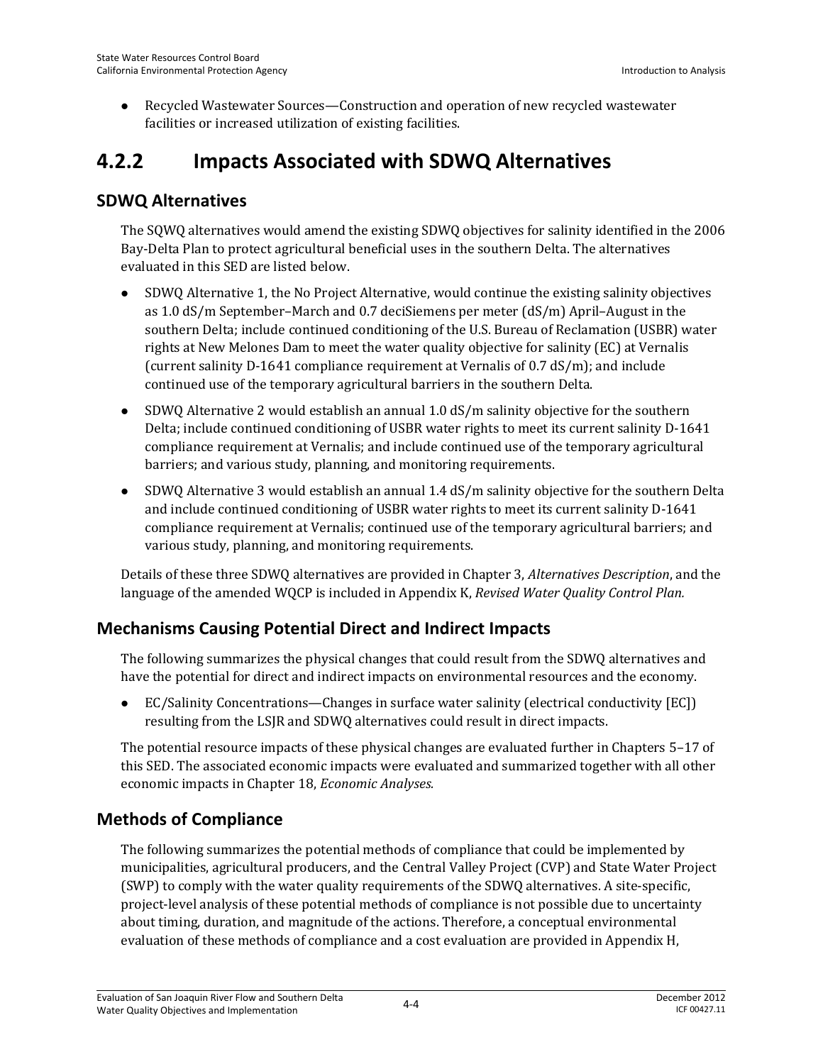- Recycled Wastewater Sources—Construction and operation of new recycled wastewater facilities or increased utilization of existing facilities.

## 4.2.2 Impacts Associated with SDWQ Alternatives

### SDWQ Alternatives

The SQWQ alternatives would amend the existing SDWQ objectives for salinity identified in the 2006 Bay-Delta Plan to protect agricultural beneficial uses in the southern Delta. The alternatives evaluated in this SED are listed below.

- SDWQ Alternative 1, the No Project Alternative, would continue the existing salinity objectives as 1.0 dS/m September–March and 0.7 deciSiemens per meter (dS/m) April–August in the southern Delta; include continued conditioning of the U.S. Bureau of Reclamation (USBR) water rights at New Melones Dam to meet the water quality objective for salinity (EC) at Vernalis (current salinity D-1641 compliance requirement at Vernalis of 0.7 dS/m); and include continued use of the temporary agricultural barriers in the southern Delta.
- SDWQ Alternative 2 would establish an annual 1.0 dS/m salinity objective for the southern Delta; include continued conditioning of USBR water rights to meet its current salinity D-1641 compliance requirement at Vernalis; and include continued use of the temporary agricultural barriers; and various study, planning, and monitoring requirements.
- SDWQ Alternative 3 would establish an annual 1.4 dS/m salinity objective for the southern Delta and include continued conditioning of USBR water rights to meet its current salinity D-1641 compliance requirement at Vernalis; continued use of the temporary agricultural barriers; and various study, planning, and monitoring requirements.

Details of these three SDWQ alternatives are provided in Chapter 3, *Alternatives Description*, and the language of the amended WQCP is included in Appendix K, *Revised Water Quality Control Plan.*

### Mechanisms Causing Potential Direct and Indirect Impacts

The following summarizes the physical changes that could result from the SDWQ alternatives and have the potential for direct and indirect impacts on environmental resources and the economy.

- EC/Salinity Concentrations—Changes in surface water salinity (electrical conductivity [EC]) resulting from the LSJR and SDWQ alternatives could result in direct impacts.

The potential resource impacts of these physical changes are evaluated further in Chapters 5–17 of this SED. The associated economic impacts were evaluated and summarized together with all other economic impacts in Chapter 18, *Economic Analyses.*

### Methods of Compliance

The following summarizes the potential methods of compliance that could be implemented by municipalities, agricultural producers, and the Central Valley Project (CVP) and State Water Project (SWP) to comply with the water quality requirements of the SDWQ alternatives. A site-specific, project-level analysis of these potential methods of compliance is not possible due to uncertainty about timing, duration, and magnitude of the actions. Therefore, a conceptual environmental evaluation of these methods of compliance and a cost evaluation are provided in Appendix H,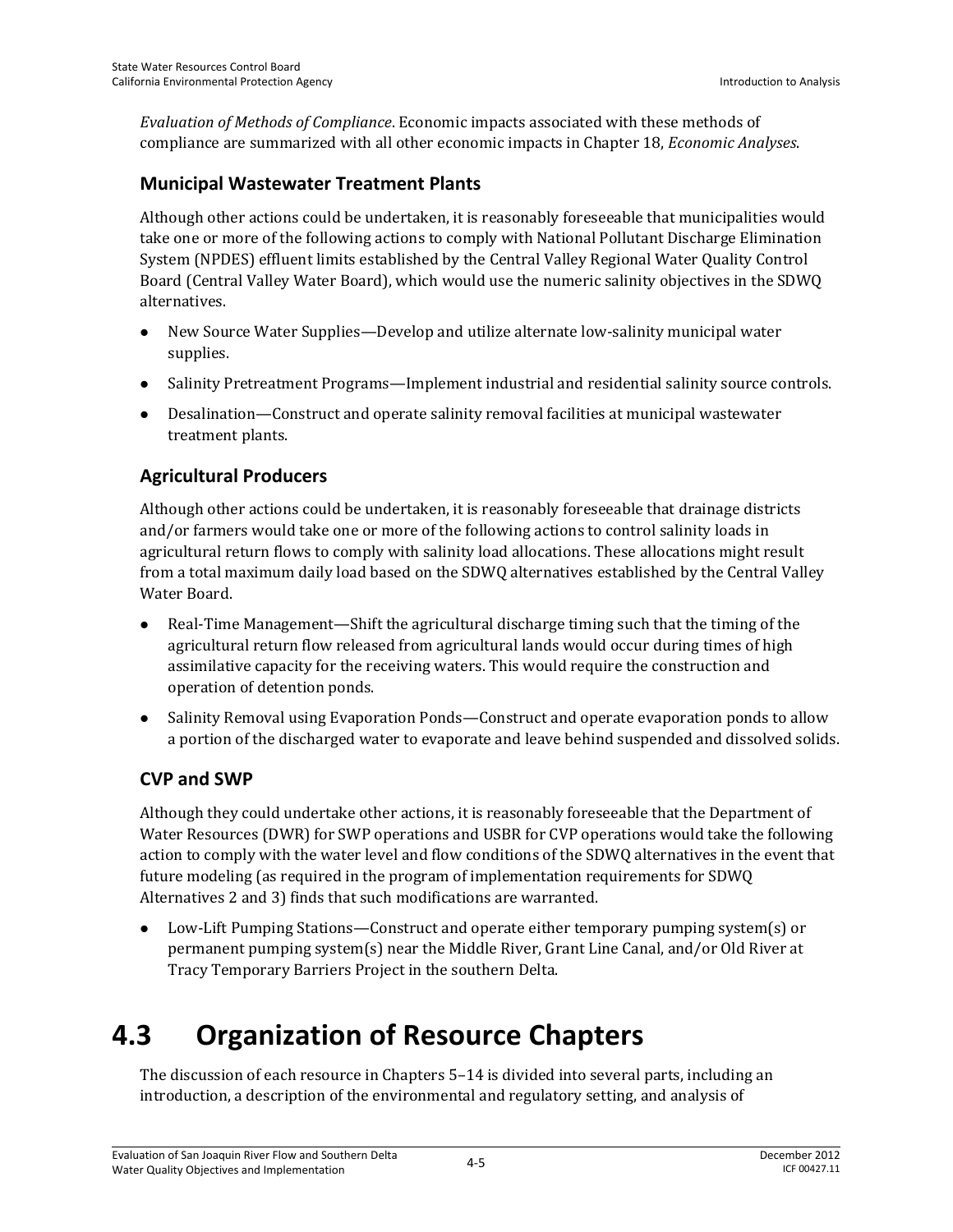*Evaluation of Methods of Compliance*. Economic impacts associated with these methods of compliance are summarized with all other economic impacts in Chapter 18, *Economic Analyses*.

### Municipal Wastewater Treatment Plants

Although other actions could be undertaken, it is reasonably foreseeable that municipalities would take one or more of the following actions to comply with National Pollutant Discharge Elimination System (NPDES) effluent limits established by the Central Valley Regional Water Quality Control Board (Central Valley Water Board), which would use the numeric salinity objectives in the SDWQ alternatives.

- New Source Water Supplies—Develop and utilize alternate low-salinity municipal water supplies.
- Salinity Pretreatment Programs—Implement industrial and residential salinity source controls.
- Desalination—Construct and operate salinity removal facilities at municipal wastewater treatment plants.

### Agricultural Producers

Although other actions could be undertaken, it is reasonably foreseeable that drainage districts and/or farmers would take one or more of the following actions to control salinity loads in agricultural return flows to comply with salinity load allocations. These allocations might result from a total maximum daily load based on the SDWQ alternatives established by the Central Valley Water Board.

- Real-Time Management—Shift the agricultural discharge timing such that the timing of the agricultural return flow released from agricultural lands would occur during times of high assimilative capacity for the receiving waters. This would require the construction and operation of detention ponds.
- Salinity Removal using Evaporation Ponds—Construct and operate evaporation ponds to allow a portion of the discharged water to evaporate and leave behind suspended and dissolved solids.

### CVP and SWP

Although they could undertake other actions, it is reasonably foreseeable that the Department of Water Resources (DWR) for SWP operations and USBR for CVP operations would take the following action to comply with the water level and flow conditions of the SDWQ alternatives in the event that future modeling (as required in the program of implementation requirements for SDWQ Alternatives 2 and 3) finds that such modifications are warranted.

- Low-Lift Pumping Stations—Construct and operate either temporary pumping system(s) or permanent pumping system(s) near the Middle River, Grant Line Canal, and/or Old River at Tracy Temporary Barriers Project in the southern Delta.

# 4.3 Organization of Resource Chapters

The discussion of each resource in Chapters 5–14 is divided into several parts, including an introduction, a description of the environmental and regulatory setting, and analysis of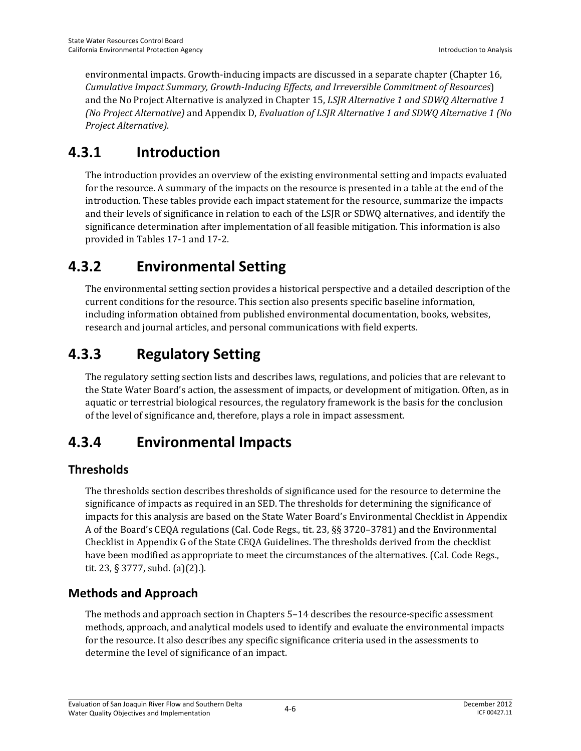environmental impacts. Growth-inducing impacts are discussed in a separate chapter (Chapter 16, *Cumulative Impact Summary, Growth-Inducing Effects, and Irreversible Commitment of Resources*) and the No Project Alternative is analyzed in Chapter 15, *LSJR Alternative 1 and SDWQ Alternative 1 (No Project Alternative)* and Appendix D, *Evaluation of LSJR Alternative 1 and SDWQ Alternative 1 (No Project Alternative)*.

# 4.3.1 Introduction

The introduction provides an overview of the existing environmental setting and impacts evaluated for the resource. A summary of the impacts on the resource is presented in a table at the end of the introduction. These tables provide each impact statement for the resource, summarize the impacts and their levels of significance in relation to each of the LSJR or SDWQ alternatives, and identify the significance determination after implementation of all feasible mitigation. This information is also provided in Tables 17-1 and 17-2.

# 4.3.2 Environmental Setting

The environmental setting section provides a historical perspective and a detailed description of the current conditions for the resource. This section also presents specific baseline information, including information obtained from published environmental documentation, books, websites, research and journal articles, and personal communications with field experts.

# 4.3.3 Regulatory Setting

The regulatory setting section lists and describes laws, regulations, and policies that are relevant to the State Water Board's action, the assessment of impacts, or development of mitigation. Often, as in aquatic or terrestrial biological resources, the regulatory framework is the basis for the conclusion of the level of significance and, therefore, plays a role in impact assessment.

# 4.3.4 Environmental Impacts

## Thresholds

The thresholds section describes thresholds of significance used for the resource to determine the significance of impacts as required in an SED. The thresholds for determining the significance of impacts for this analysis are based on the State Water Board's Environmental Checklist in Appendix A of the Board's CEQA regulations (Cal. Code Regs., tit. 23, §§ 3720–3781) and the Environmental Checklist in Appendix G of the State CEQA Guidelines. The thresholds derived from the checklist have been modified as appropriate to meet the circumstances of the alternatives. (Cal. Code Regs., tit. 23, § 3777, subd. (a)(2).).

## Methods and Approach

The methods and approach section in Chapters 5–14 describes the resource-specific assessment methods, approach, and analytical models used to identify and evaluate the environmental impacts for the resource. It also describes any specific significance criteria used in the assessments to determine the level of significance of an impact.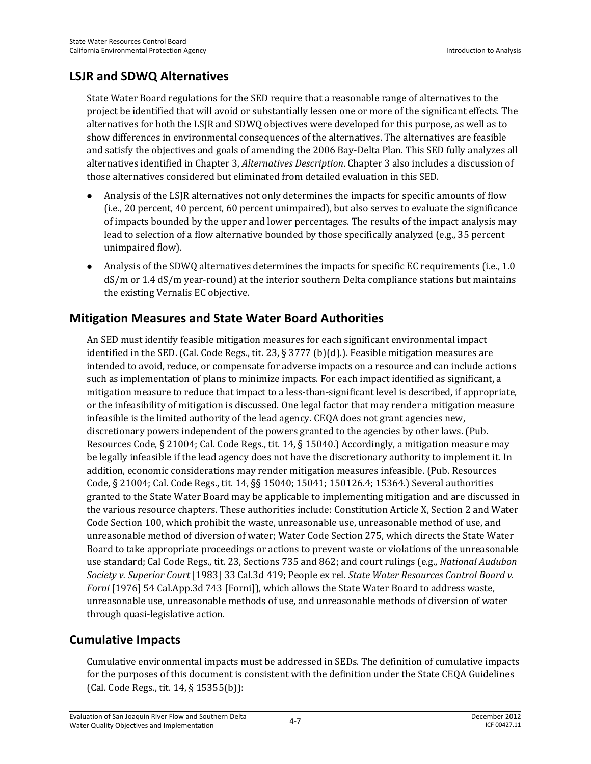## LSJR and SDWQ Alternatives

State Water Board regulations for the SED require that a reasonable range of alternatives to the project be identified that will avoid or substantially lessen one or more of the significant effects. The alternatives for both the LSJR and SDWQ objectives were developed for this purpose, as well as to show differences in environmental consequences of the alternatives. The alternatives are feasible and satisfy the objectives and goals of amending the 2006 Bay-Delta Plan. This SED fully analyzes all alternatives identified in Chapter 3, *Alternatives Description*. Chapter 3 also includes a discussion of those alternatives considered but eliminated from detailed evaluation in this SED.

- Analysis of the LSJR alternatives not only determines the impacts for specific amounts of flow (i.e., 20 percent, 40 percent, 60 percent unimpaired), but also serves to evaluate the significance of impacts bounded by the upper and lower percentages. The results of the impact analysis may lead to selection of a flow alternative bounded by those specifically analyzed (e.g., 35 percent unimpaired flow).
- Analysis of the SDWQ alternatives determines the impacts for specific EC requirements (i.e., 1.0 dS/m or 1.4 dS/m year-round) at the interior southern Delta compliance stations but maintains the existing Vernalis EC objective.

## Mitigation Measures and State Water Board Authorities

An SED must identify feasible mitigation measures for each significant environmental impact identified in the SED. (Cal. Code Regs., tit. 23, § 3777 (b)(d).). Feasible mitigation measures are intended to avoid, reduce, or compensate for adverse impacts on a resource and can include actions such as implementation of plans to minimize impacts. For each impact identified as significant, a mitigation measure to reduce that impact to a less-than-significant level is described, if appropriate, or the infeasibility of mitigation is discussed. One legal factor that may render a mitigation measure infeasible is the limited authority of the lead agency. CEQA does not grant agencies new, discretionary powers independent of the powers granted to the agencies by other laws. (Pub. Resources Code, § 21004; Cal. Code Regs., tit. 14, § 15040.) Accordingly, a mitigation measure may be legally infeasible if the lead agency does not have the discretionary authority to implement it. In addition, economic considerations may render mitigation measures infeasible. (Pub. Resources Code, § 21004; Cal. Code Regs., tit. 14, §§ 15040; 15041; 150126.4; 15364.) Several authorities granted to the State Water Board may be applicable to implementing mitigation and are discussed in the various resource chapters. These authorities include: Constitution Article X, Section 2 and Water Code Section 100, which prohibit the waste, unreasonable use, unreasonable method of use, and unreasonable method of diversion of water; Water Code Section 275, which directs the State Water Board to take appropriate proceedings or actions to prevent waste or violations of the unreasonable use standard; Cal Code Regs., tit. 23, Sections 735 and 862; and court rulings (e.g., *National Audubon Society v. Superior Court* [1983] 33 Cal.3d 419; People ex rel. *State Water Resources Control Board v. Forni* [1976] 54 Cal.App.3d 743 [Forni]), which allows the State Water Board to address waste, unreasonable use, unreasonable methods of use, and unreasonable methods of diversion of water through quasi-legislative action.

## Cumulative Impacts

Cumulative environmental impacts must be addressed in SEDs. The definition of cumulative impacts for the purposes of this document is consistent with the definition under the State CEQA Guidelines (Cal. Code Regs., tit. 14, § 15355(b)):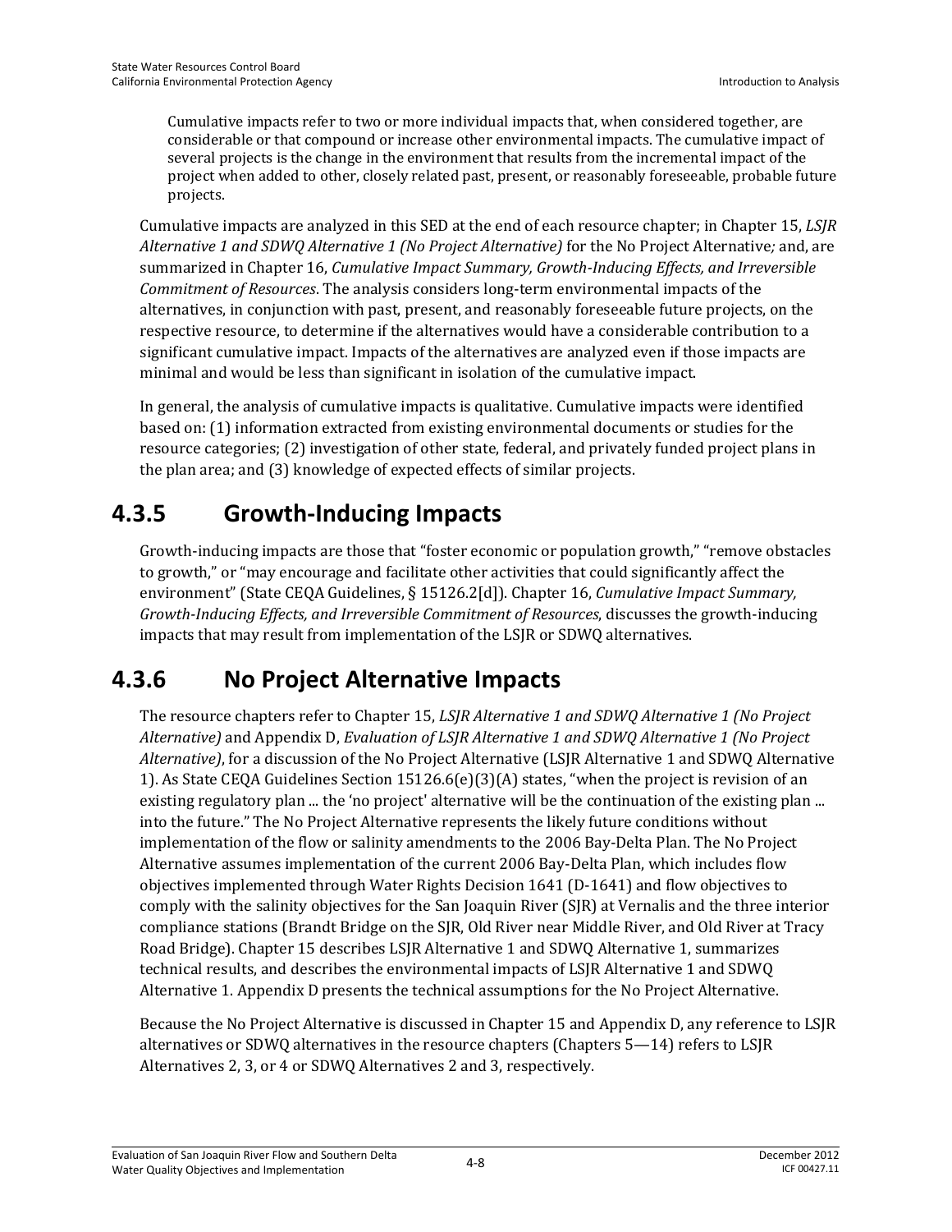> Cumulative impacts refer to two or more individual impacts that, when considered together, are considerable or that compound or increase other environmental impacts. The cumulative impact of several projects is the change in the environment that results from the incremental impact of the project when added to other, closely related past, present, or reasonably foreseeable, probable future projects.

Cumulative impacts are analyzed in this SED at the end of each resource chapter; in Chapter 15, *LSJR Alternative 1 and SDWQ Alternative 1 (No Project Alternative)* for the No Project Alternative*;* and, are summarized in Chapter 16, *Cumulative Impact Summary, Growth-Inducing Effects, and Irreversible Commitment of Resources*. The analysis considers long-term environmental impacts of the alternatives, in conjunction with past, present, and reasonably foreseeable future projects, on the respective resource, to determine if the alternatives would have a considerable contribution to a significant cumulative impact. Impacts of the alternatives are analyzed even if those impacts are minimal and would be less than significant in isolation of the cumulative impact.

In general, the analysis of cumulative impacts is qualitative. Cumulative impacts were identified based on: (1) information extracted from existing environmental documents or studies for the resource categories; (2) investigation of other state, federal, and privately funded project plans in the plan area; and (3) knowledge of expected effects of similar projects.

## 4.3.5 Growth-Inducing Impacts

Growth-inducing impacts are those that "foster economic or population growth," "remove obstacles to growth," or "may encourage and facilitate other activities that could significantly affect the environment" (State CEQA Guidelines, § 15126.2[d]). Chapter 16, *Cumulative Impact Summary, Growth-Inducing Effects, and Irreversible Commitment of Resources*, discusses the growth-inducing impacts that may result from implementation of the LSJR or SDWQ alternatives.

## 4.3.6 No Project Alternative Impacts

The resource chapters refer to Chapter 15, *LSJR Alternative 1 and SDWQ Alternative 1 (No Project Alternative)* and Appendix D, *Evaluation of LSJR Alternative 1 and SDWQ Alternative 1 (No Project Alternative)*, for a discussion of the No Project Alternative (LSJR Alternative 1 and SDWQ Alternative 1). As State CEQA Guidelines Section 15126.6(e)(3)(A) states, "when the project is revision of an existing regulatory plan ... the 'no project' alternative will be the continuation of the existing plan ... into the future." The No Project Alternative represents the likely future conditions without implementation of the flow or salinity amendments to the 2006 Bay-Delta Plan. The No Project Alternative assumes implementation of the current 2006 Bay-Delta Plan, which includes flow objectives implemented through Water Rights Decision 1641 (D-1641) and flow objectives to comply with the salinity objectives for the San Joaquin River (SJR) at Vernalis and the three interior compliance stations (Brandt Bridge on the SJR, Old River near Middle River, and Old River at Tracy Road Bridge). Chapter 15 describes LSJR Alternative 1 and SDWQ Alternative 1, summarizes technical results, and describes the environmental impacts of LSJR Alternative 1 and SDWQ Alternative 1. Appendix D presents the technical assumptions for the No Project Alternative.

Because the No Project Alternative is discussed in Chapter 15 and Appendix D, any reference to LSJR alternatives or SDWQ alternatives in the resource chapters (Chapters 5—14) refers to LSJR Alternatives 2, 3, or 4 or SDWQ Alternatives 2 and 3, respectively.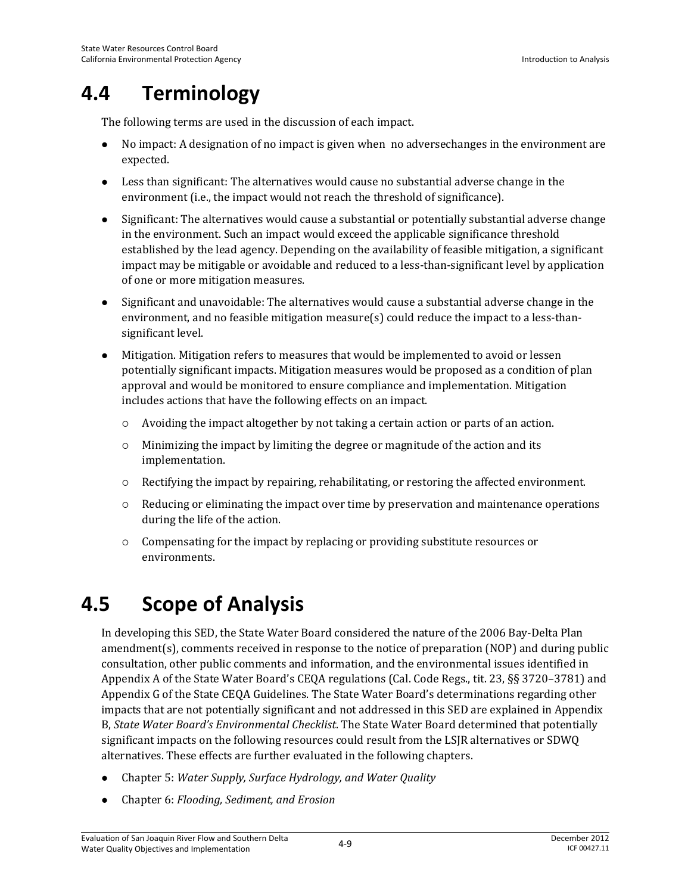## 4.4 Terminology

The following terms are used in the discussion of each impact.

- No impact: A designation of no impact is given when no adversechanges in the environment are expected.
- Less than significant: The alternatives would cause no substantial adverse change in the environment (i.e., the impact would not reach the threshold of significance).
- Significant: The alternatives would cause a substantial or potentially substantial adverse change in the environment. Such an impact would exceed the applicable significance threshold established by the lead agency. Depending on the availability of feasible mitigation, a significant impact may be mitigable or avoidable and reduced to a less-than-significant level by application of one or more mitigation measures.
- Significant and unavoidable: The alternatives would cause a substantial adverse change in the environment, and no feasible mitigation measure(s) could reduce the impact to a less-than-significant level.
- Mitigation. Mitigation refers to measures that would be implemented to avoid or lessen potentially significant impacts. Mitigation measures would be proposed as a condition of plan approval and would be monitored to ensure compliance and implementation. Mitigation includes actions that have the following effects on an impact.
  - Avoiding the impact altogether by not taking a certain action or parts of an action.
  - Minimizing the impact by limiting the degree or magnitude of the action and its implementation.
  - Rectifying the impact by repairing, rehabilitating, or restoring the affected environment.
  - Reducing or eliminating the impact over time by preservation and maintenance operations during the life of the action.
  - Compensating for the impact by replacing or providing substitute resources or environments.

## 4.5 Scope of Analysis

In developing this SED, the State Water Board considered the nature of the 2006 Bay-Delta Plan amendment(s), comments received in response to the notice of preparation (NOP) and during public consultation, other public comments and information, and the environmental issues identified in Appendix A of the State Water Board's CEQA regulations (Cal. Code Regs., tit. 23, §§ 3720–3781) and Appendix G of the State CEQA Guidelines. The State Water Board's determinations regarding other impacts that are not potentially significant and not addressed in this SED are explained in Appendix B, *State Water Board's Environmental Checklist*. The State Water Board determined that potentially significant impacts on the following resources could result from the LSJR alternatives or SDWQ alternatives. These effects are further evaluated in the following chapters.

- Chapter 5: *Water Supply, Surface Hydrology, and Water Quality*
- Chapter 6: *Flooding, Sediment, and Erosion*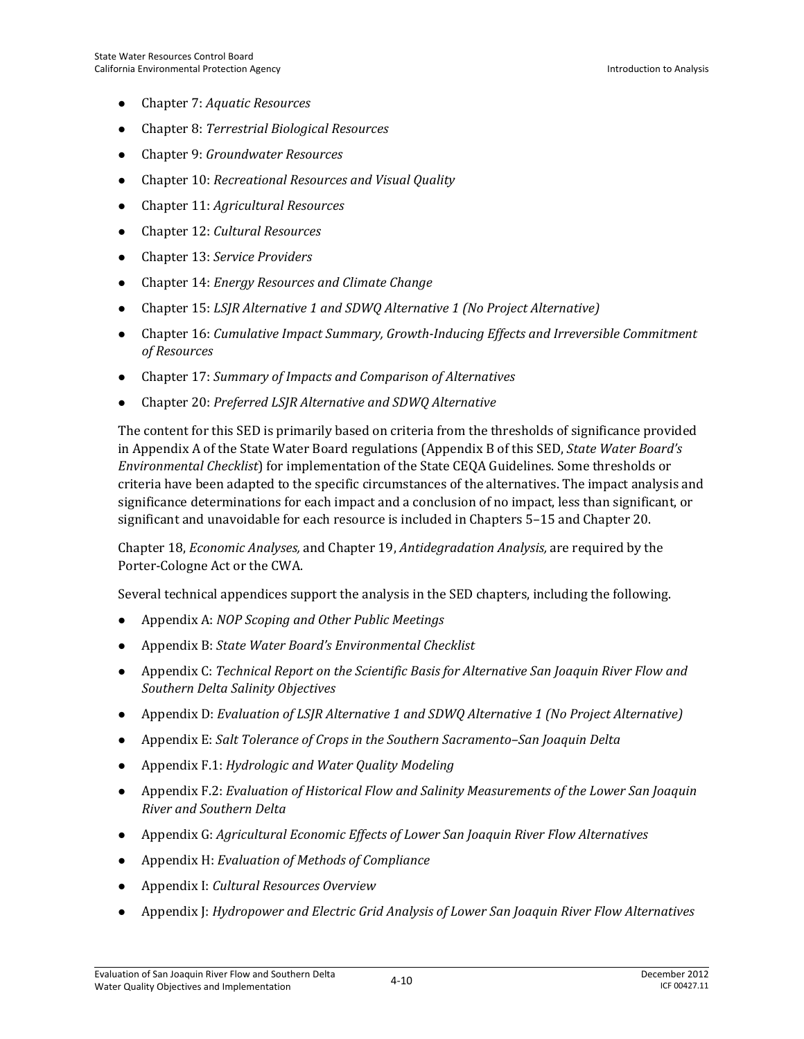- Chapter 7: *Aquatic Resources*
- Chapter 8: *Terrestrial Biological Resources*
- Chapter 9: *Groundwater Resources*
- Chapter 10: *Recreational Resources and Visual Quality*
- Chapter 11: *Agricultural Resources*
- Chapter 12: *Cultural Resources*
- Chapter 13: *Service Providers*
- Chapter 14: *Energy Resources and Climate Change*
- Chapter 15: *LSJR Alternative 1 and SDWQ Alternative 1 (No Project Alternative)*
- Chapter 16: *Cumulative Impact Summary, Growth-Inducing Effects and Irreversible Commitment of Resources*
- Chapter 17: *Summary of Impacts and Comparison of Alternatives*
- Chapter 20: *Preferred LSJR Alternative and SDWQ Alternative*

The content for this SED is primarily based on criteria from the thresholds of significance provided in Appendix A of the State Water Board regulations (Appendix B of this SED, *State Water Board's Environmental Checklist*) for implementation of the State CEQA Guidelines. Some thresholds or criteria have been adapted to the specific circumstances of the alternatives. The impact analysis and significance determinations for each impact and a conclusion of no impact, less than significant, or significant and unavoidable for each resource is included in Chapters 5–15 and Chapter 20.

Chapter 18, *Economic Analyses,* and Chapter 19, *Antidegradation Analysis,* are required by the Porter-Cologne Act or the CWA.

Several technical appendices support the analysis in the SED chapters, including the following.

- Appendix A: *NOP Scoping and Other Public Meetings*
- Appendix B: *State Water Board's Environmental Checklist*
- Appendix C: *Technical Report on the Scientific Basis for Alternative San Joaquin River Flow and Southern Delta Salinity Objectives*
- Appendix D: *Evaluation of LSJR Alternative 1 and SDWQ Alternative 1 (No Project Alternative)*
- Appendix E: *Salt Tolerance of Crops in the Southern Sacramento–San Joaquin Delta*
- Appendix F.1: *Hydrologic and Water Quality Modeling*
- Appendix F.2: *Evaluation of Historical Flow and Salinity Measurements of the Lower San Joaquin River and Southern Delta*
- Appendix G: *Agricultural Economic Effects of Lower San Joaquin River Flow Alternatives*
- Appendix H: *Evaluation of Methods of Compliance*
- Appendix I: *Cultural Resources Overview*
- Appendix J: *Hydropower and Electric Grid Analysis of Lower San Joaquin River Flow Alternatives*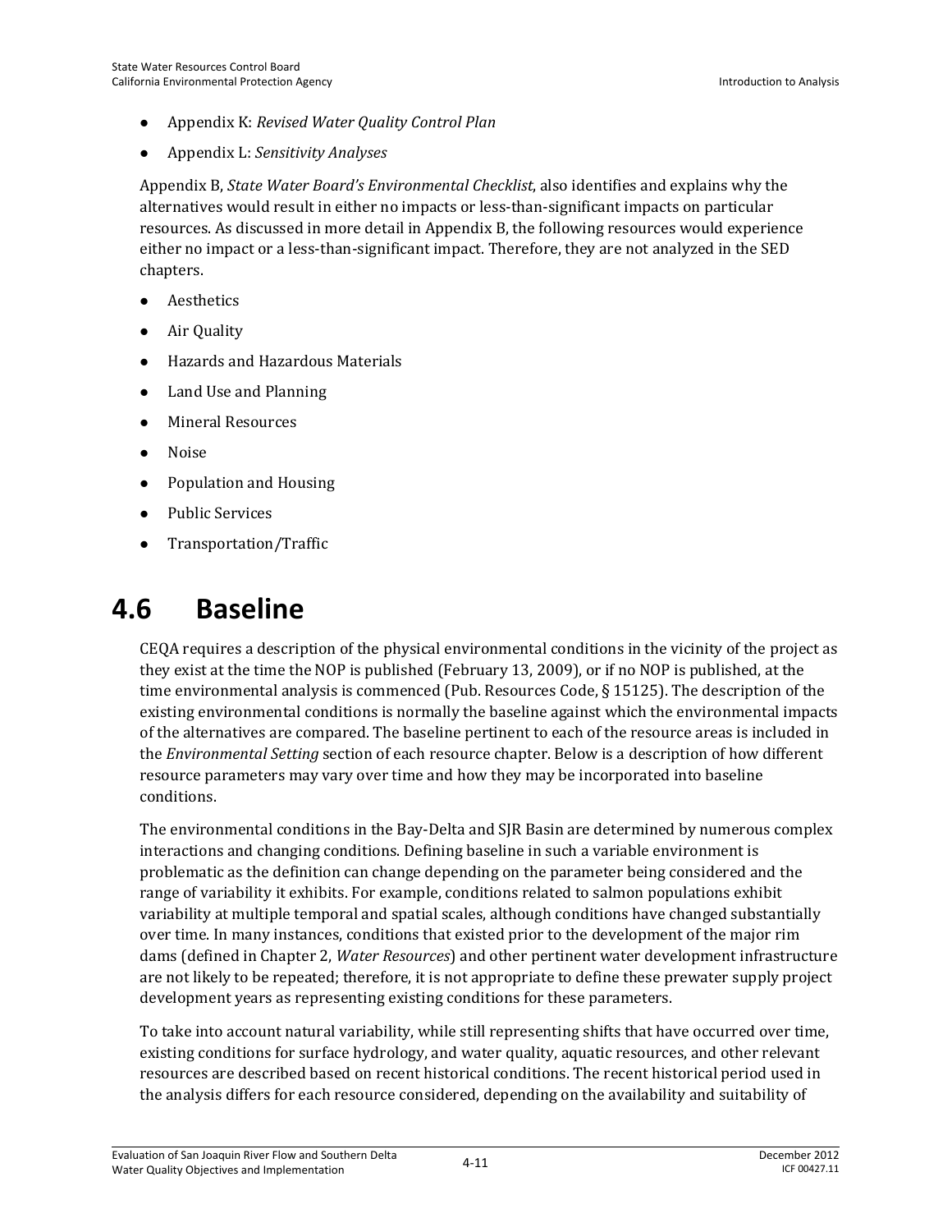- Appendix K: *Revised Water Quality Control Plan*
- Appendix L: *Sensitivity Analyses*

Appendix B, *State Water Board's Environmental Checklist*, also identifies and explains why the alternatives would result in either no impacts or less-than-significant impacts on particular resources. As discussed in more detail in Appendix B, the following resources would experience either no impact or a less-than-significant impact. Therefore, they are not analyzed in the SED chapters.

- Aesthetics
- Air Quality
- Hazards and Hazardous Materials
- Land Use and Planning
- Mineral Resources
- Noise
- Population and Housing
- Public Services
- Transportation/Traffic

# 4.6 Baseline

CEQA requires a description of the physical environmental conditions in the vicinity of the project as they exist at the time the NOP is published (February 13, 2009), or if no NOP is published, at the time environmental analysis is commenced (Pub. Resources Code, § 15125). The description of the existing environmental conditions is normally the baseline against which the environmental impacts of the alternatives are compared. The baseline pertinent to each of the resource areas is included in the *Environmental Setting* section of each resource chapter. Below is a description of how different resource parameters may vary over time and how they may be incorporated into baseline conditions.

The environmental conditions in the Bay-Delta and SJR Basin are determined by numerous complex interactions and changing conditions. Defining baseline in such a variable environment is problematic as the definition can change depending on the parameter being considered and the range of variability it exhibits. For example, conditions related to salmon populations exhibit variability at multiple temporal and spatial scales, although conditions have changed substantially over time. In many instances, conditions that existed prior to the development of the major rim dams (defined in Chapter 2, *Water Resources*) and other pertinent water development infrastructure are not likely to be repeated; therefore, it is not appropriate to define these prewater supply project development years as representing existing conditions for these parameters.

To take into account natural variability, while still representing shifts that have occurred over time, existing conditions for surface hydrology, and water quality, aquatic resources, and other relevant resources are described based on recent historical conditions. The recent historical period used in the analysis differs for each resource considered, depending on the availability and suitability of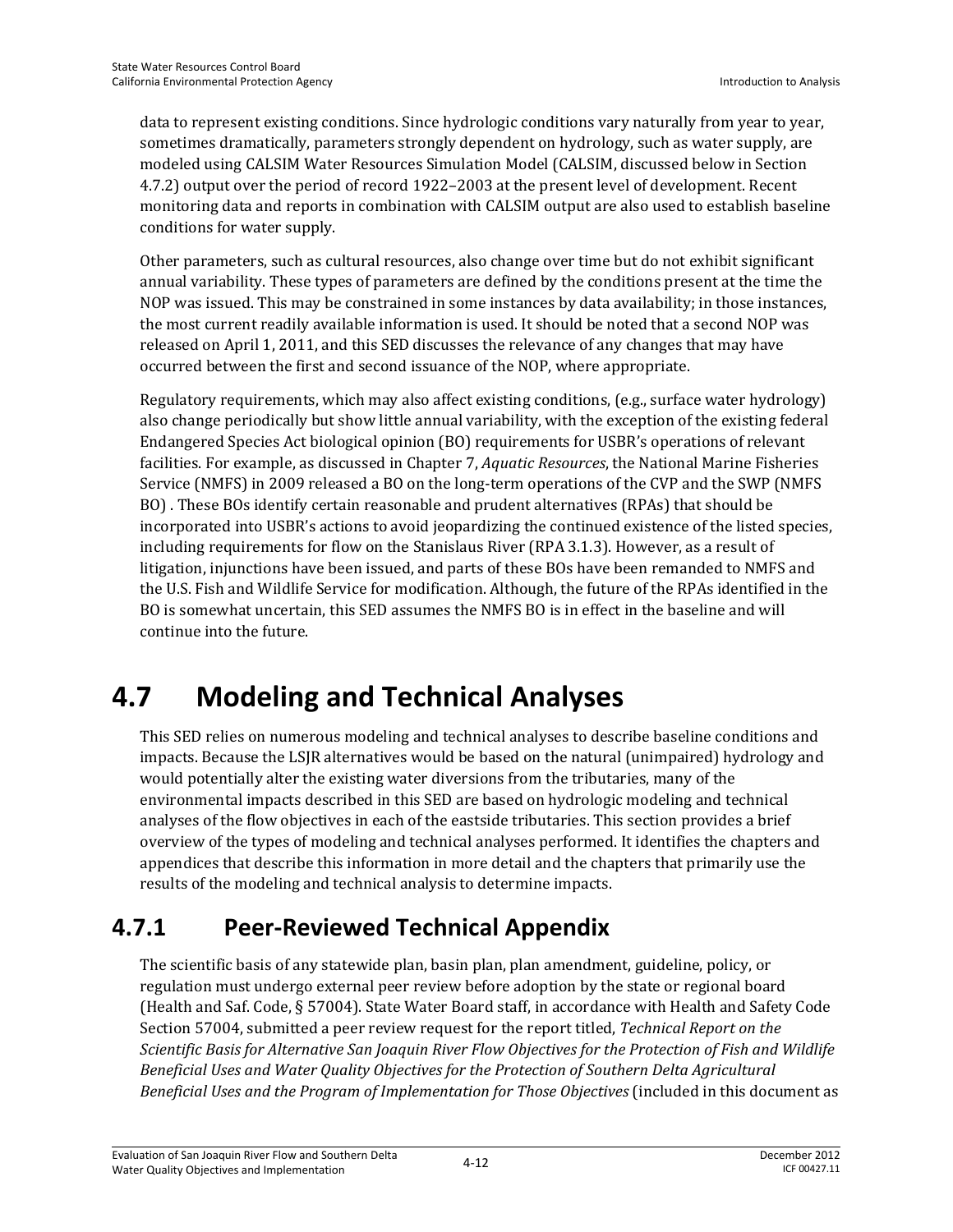data to represent existing conditions. Since hydrologic conditions vary naturally from year to year, sometimes dramatically, parameters strongly dependent on hydrology, such as water supply, are modeled using CALSIM Water Resources Simulation Model (CALSIM, discussed below in Section 4.7.2) output over the period of record 1922–2003 at the present level of development. Recent monitoring data and reports in combination with CALSIM output are also used to establish baseline conditions for water supply.

Other parameters, such as cultural resources, also change over time but do not exhibit significant annual variability. These types of parameters are defined by the conditions present at the time the NOP was issued. This may be constrained in some instances by data availability; in those instances, the most current readily available information is used. It should be noted that a second NOP was released on April 1, 2011, and this SED discusses the relevance of any changes that may have occurred between the first and second issuance of the NOP, where appropriate.

Regulatory requirements, which may also affect existing conditions, (e.g., surface water hydrology) also change periodically but show little annual variability, with the exception of the existing federal Endangered Species Act biological opinion (BO) requirements for USBR's operations of relevant facilities. For example, as discussed in Chapter 7, *Aquatic Resources*, the National Marine Fisheries Service (NMFS) in 2009 released a BO on the long-term operations of the CVP and the SWP (NMFS BO) . These BOs identify certain reasonable and prudent alternatives (RPAs) that should be incorporated into USBR's actions to avoid jeopardizing the continued existence of the listed species, including requirements for flow on the Stanislaus River (RPA 3.1.3). However, as a result of litigation, injunctions have been issued, and parts of these BOs have been remanded to NMFS and the U.S. Fish and Wildlife Service for modification. Although, the future of the RPAs identified in the BO is somewhat uncertain, this SED assumes the NMFS BO is in effect in the baseline and will continue into the future.

# 4.7 Modeling and Technical Analyses

This SED relies on numerous modeling and technical analyses to describe baseline conditions and impacts. Because the LSJR alternatives would be based on the natural (unimpaired) hydrology and would potentially alter the existing water diversions from the tributaries, many of the environmental impacts described in this SED are based on hydrologic modeling and technical analyses of the flow objectives in each of the eastside tributaries. This section provides a brief overview of the types of modeling and technical analyses performed. It identifies the chapters and appendices that describe this information in more detail and the chapters that primarily use the results of the modeling and technical analysis to determine impacts.

## 4.7.1 Peer-Reviewed Technical Appendix

The scientific basis of any statewide plan, basin plan, plan amendment, guideline, policy, or regulation must undergo external peer review before adoption by the state or regional board (Health and Saf. Code, § 57004). State Water Board staff, in accordance with Health and Safety Code Section 57004, submitted a peer review request for the report titled, *Technical Report on the Scientific Basis for Alternative San Joaquin River Flow Objectives for the Protection of Fish and Wildlife Beneficial Uses and Water Quality Objectives for the Protection of Southern Delta Agricultural Beneficial Uses and the Program of Implementation for Those Objectives* (included in this document as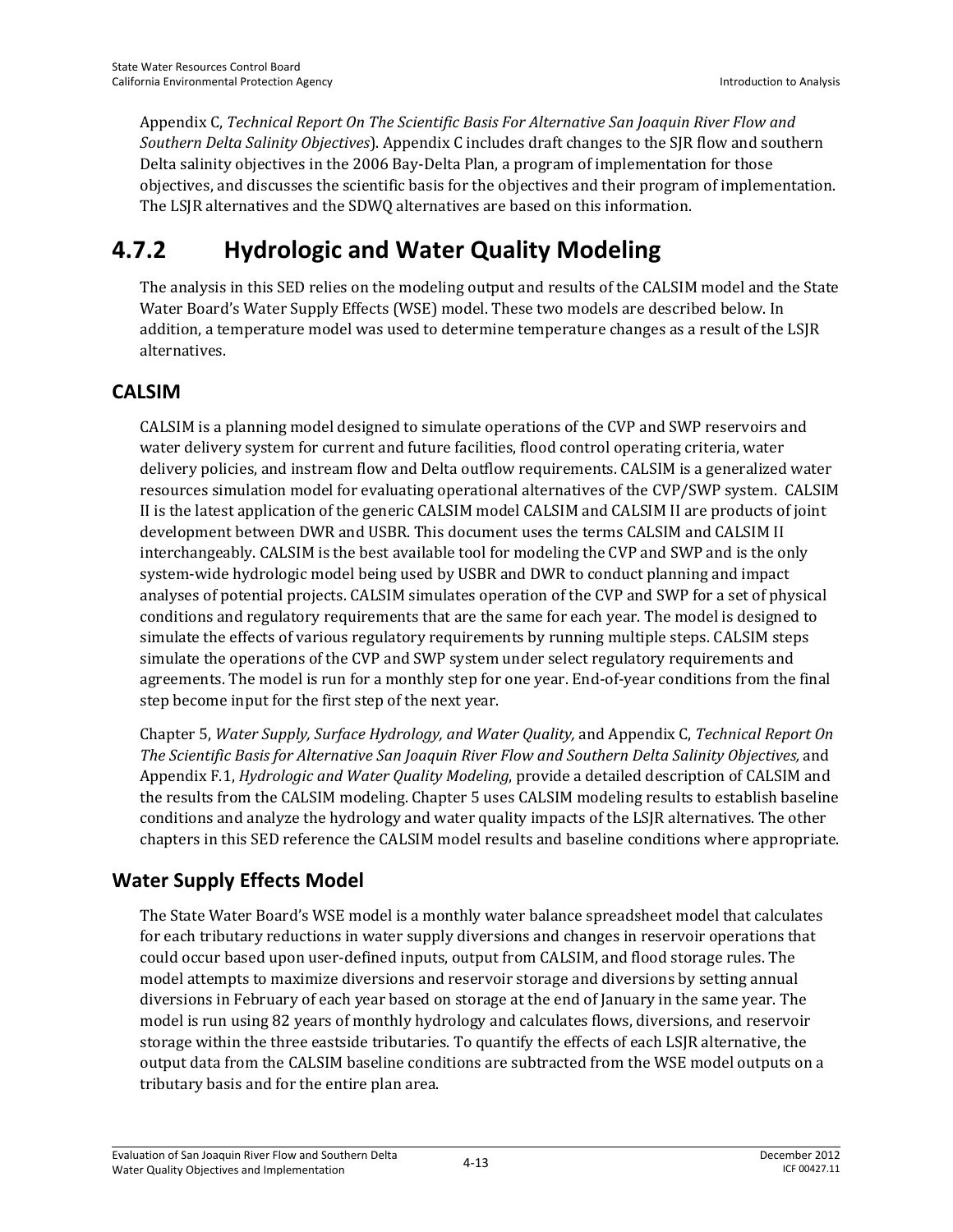Appendix C, *Technical Report On The Scientific Basis For Alternative San Joaquin River Flow and Southern Delta Salinity Objectives*). Appendix C includes draft changes to the SJR flow and southern Delta salinity objectives in the 2006 Bay-Delta Plan, a program of implementation for those objectives, and discusses the scientific basis for the objectives and their program of implementation. The LSJR alternatives and the SDWQ alternatives are based on this information.

# 4.7.2 Hydrologic and Water Quality Modeling

The analysis in this SED relies on the modeling output and results of the CALSIM model and the State Water Board's Water Supply Effects (WSE) model. These two models are described below. In addition, a temperature model was used to determine temperature changes as a result of the LSJR alternatives.

## CALSIM

CALSIM is a planning model designed to simulate operations of the CVP and SWP reservoirs and water delivery system for current and future facilities, flood control operating criteria, water delivery policies, and instream flow and Delta outflow requirements. CALSIM is a generalized water resources simulation model for evaluating operational alternatives of the CVP/SWP system. CALSIM II is the latest application of the generic CALSIM model CALSIM and CALSIM II are products of joint development between DWR and USBR. This document uses the terms CALSIM and CALSIM II interchangeably. CALSIM is the best available tool for modeling the CVP and SWP and is the only system-wide hydrologic model being used by USBR and DWR to conduct planning and impact analyses of potential projects. CALSIM simulates operation of the CVP and SWP for a set of physical conditions and regulatory requirements that are the same for each year. The model is designed to simulate the effects of various regulatory requirements by running multiple steps. CALSIM steps simulate the operations of the CVP and SWP system under select regulatory requirements and agreements. The model is run for a monthly step for one year. End-of-year conditions from the final step become input for the first step of the next year.

Chapter 5, *Water Supply, Surface Hydrology, and Water Quality,* and Appendix C, *Technical Report On The Scientific Basis for Alternative San Joaquin River Flow and Southern Delta Salinity Objectives,* and Appendix F.1, *Hydrologic and Water Quality Modeling*, provide a detailed description of CALSIM and the results from the CALSIM modeling. Chapter 5 uses CALSIM modeling results to establish baseline conditions and analyze the hydrology and water quality impacts of the LSJR alternatives. The other chapters in this SED reference the CALSIM model results and baseline conditions where appropriate.

## Water Supply Effects Model

The State Water Board's WSE model is a monthly water balance spreadsheet model that calculates for each tributary reductions in water supply diversions and changes in reservoir operations that could occur based upon user-defined inputs, output from CALSIM, and flood storage rules. The model attempts to maximize diversions and reservoir storage and diversions by setting annual diversions in February of each year based on storage at the end of January in the same year. The model is run using 82 years of monthly hydrology and calculates flows, diversions, and reservoir storage within the three eastside tributaries. To quantify the effects of each LSJR alternative, the output data from the CALSIM baseline conditions are subtracted from the WSE model outputs on a tributary basis and for the entire plan area.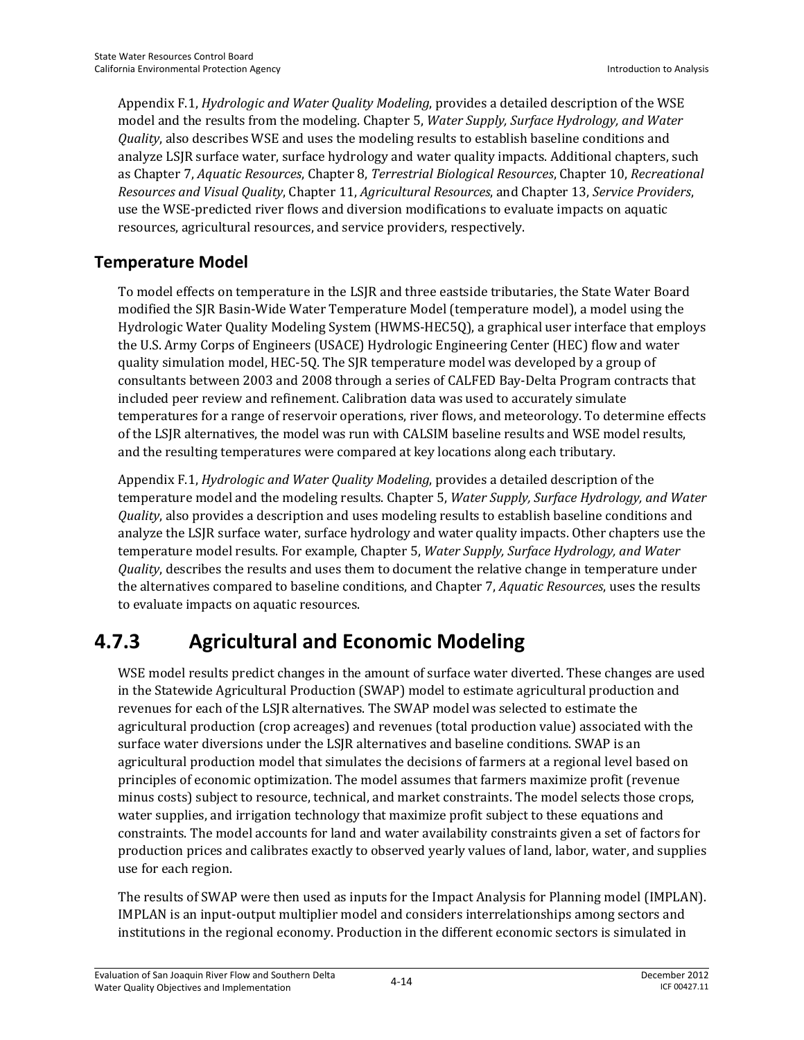Appendix F.1, *Hydrologic and Water Quality Modeling*, provides a detailed description of the WSE model and the results from the modeling. Chapter 5, *Water Supply, Surface Hydrology, and Water Quality*, also describes WSE and uses the modeling results to establish baseline conditions and analyze LSJR surface water, surface hydrology and water quality impacts. Additional chapters, such as Chapter 7, *Aquatic Resources*, Chapter 8, *Terrestrial Biological Resources*, Chapter 10, *Recreational Resources and Visual Quality*, Chapter 11, *Agricultural Resources*, and Chapter 13, *Service Providers*, use the WSE-predicted river flows and diversion modifications to evaluate impacts on aquatic resources, agricultural resources, and service providers, respectively.

## Temperature Model

To model effects on temperature in the LSJR and three eastside tributaries, the State Water Board modified the SJR Basin-Wide Water Temperature Model (temperature model), a model using the Hydrologic Water Quality Modeling System (HWMS-HEC5Q), a graphical user interface that employs the U.S. Army Corps of Engineers (USACE) Hydrologic Engineering Center (HEC) flow and water quality simulation model, HEC-5Q. The SJR temperature model was developed by a group of consultants between 2003 and 2008 through a series of CALFED Bay-Delta Program contracts that included peer review and refinement. Calibration data was used to accurately simulate temperatures for a range of reservoir operations, river flows, and meteorology. To determine effects of the LSJR alternatives, the model was run with CALSIM baseline results and WSE model results, and the resulting temperatures were compared at key locations along each tributary.

Appendix F.1, *Hydrologic and Water Quality Modeling*, provides a detailed description of the temperature model and the modeling results. Chapter 5, *Water Supply, Surface Hydrology, and Water Quality*, also provides a description and uses modeling results to establish baseline conditions and analyze the LSJR surface water, surface hydrology and water quality impacts. Other chapters use the temperature model results. For example, Chapter 5, *Water Supply, Surface Hydrology, and Water Quality*, describes the results and uses them to document the relative change in temperature under the alternatives compared to baseline conditions, and Chapter 7, *Aquatic Resources*, uses the results to evaluate impacts on aquatic resources.

# 4.7.3 Agricultural and Economic Modeling

WSE model results predict changes in the amount of surface water diverted. These changes are used in the Statewide Agricultural Production (SWAP) model to estimate agricultural production and revenues for each of the LSJR alternatives. The SWAP model was selected to estimate the agricultural production (crop acreages) and revenues (total production value) associated with the surface water diversions under the LSJR alternatives and baseline conditions. SWAP is an agricultural production model that simulates the decisions of farmers at a regional level based on principles of economic optimization. The model assumes that farmers maximize profit (revenue minus costs) subject to resource, technical, and market constraints. The model selects those crops, water supplies, and irrigation technology that maximize profit subject to these equations and constraints. The model accounts for land and water availability constraints given a set of factors for production prices and calibrates exactly to observed yearly values of land, labor, water, and supplies use for each region.

The results of SWAP were then used as inputs for the Impact Analysis for Planning model (IMPLAN). IMPLAN is an input-output multiplier model and considers interrelationships among sectors and institutions in the regional economy. Production in the different economic sectors is simulated in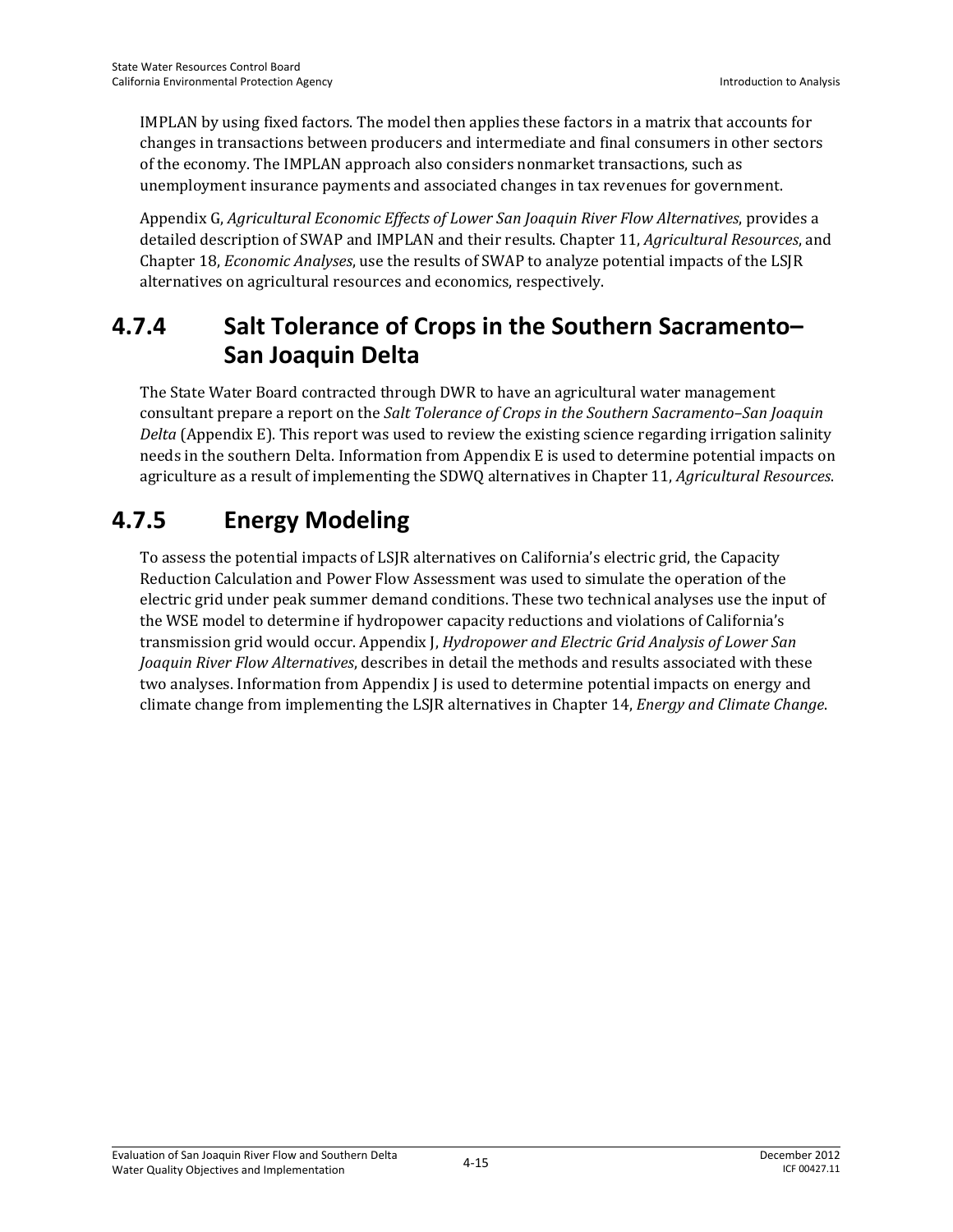IMPLAN by using fixed factors. The model then applies these factors in a matrix that accounts for changes in transactions between producers and intermediate and final consumers in other sectors of the economy. The IMPLAN approach also considers nonmarket transactions, such as unemployment insurance payments and associated changes in tax revenues for government.

Appendix G, *Agricultural Economic Effects of Lower San Joaquin River Flow Alternatives*, provides a detailed description of SWAP and IMPLAN and their results. Chapter 11, *Agricultural Resources*, and Chapter 18, *Economic Analyses*, use the results of SWAP to analyze potential impacts of the LSJR alternatives on agricultural resources and economics, respectively.

## 4.7.4 Salt Tolerance of Crops in the Southern Sacramento–San Joaquin Delta

The State Water Board contracted through DWR to have an agricultural water management consultant prepare a report on the *Salt Tolerance of Crops in the Southern Sacramento–San Joaquin Delta* (Appendix E). This report was used to review the existing science regarding irrigation salinity needs in the southern Delta. Information from Appendix E is used to determine potential impacts on agriculture as a result of implementing the SDWQ alternatives in Chapter 11, *Agricultural Resources*.

## 4.7.5 Energy Modeling

To assess the potential impacts of LSJR alternatives on California's electric grid, the Capacity Reduction Calculation and Power Flow Assessment was used to simulate the operation of the electric grid under peak summer demand conditions. These two technical analyses use the input of the WSE model to determine if hydropower capacity reductions and violations of California's transmission grid would occur. Appendix J, *Hydropower and Electric Grid Analysis of Lower San Joaquin River Flow Alternatives*, describes in detail the methods and results associated with these two analyses. Information from Appendix J is used to determine potential impacts on energy and climate change from implementing the LSJR alternatives in Chapter 14, *Energy and Climate Change*.